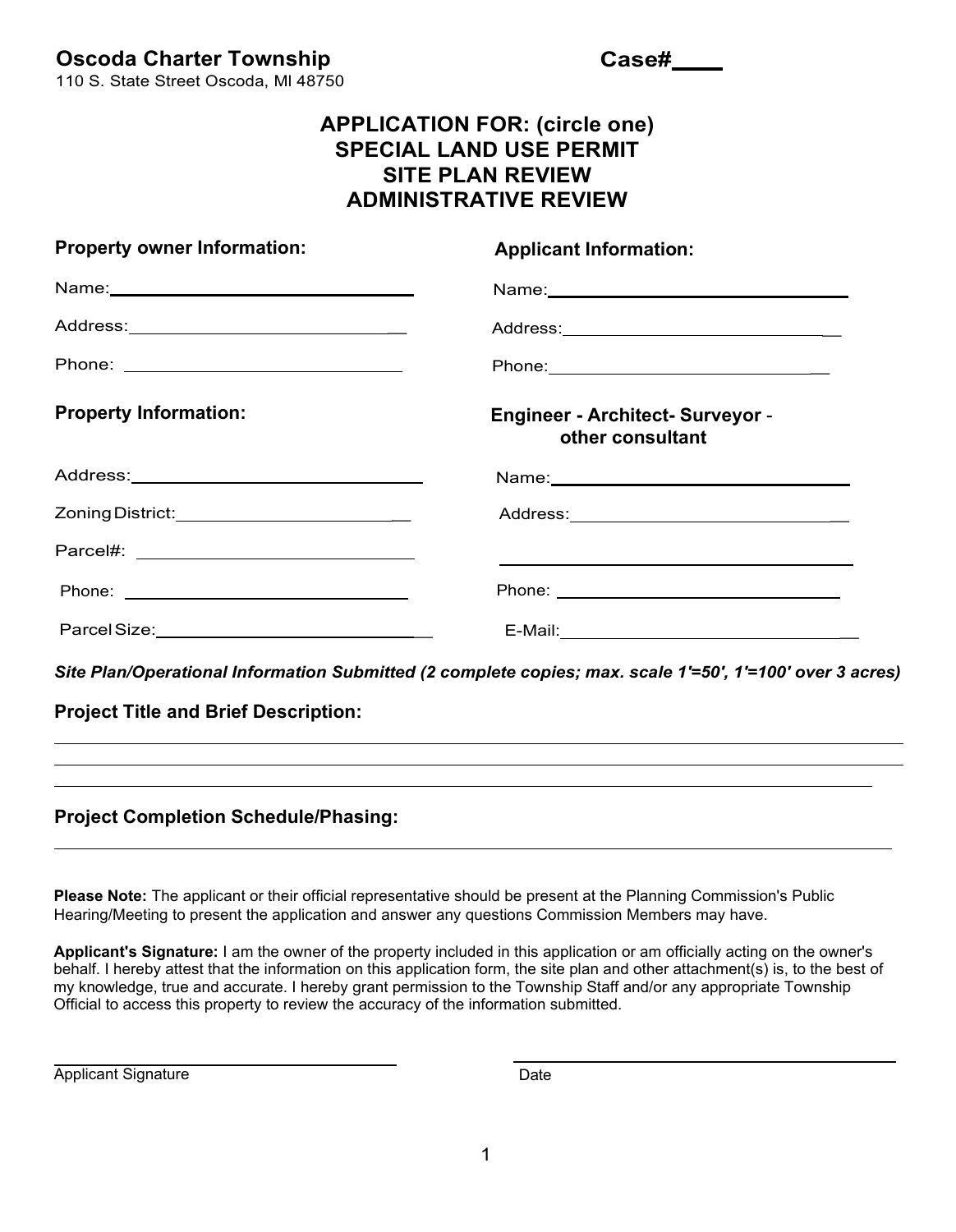**Oscoda Charter Township**
110 S. State Street Oscoda, MI 48750

**Case#____**

## APPLICATION FOR: (circle one)
## SPECIAL LAND USE PERMIT
## SITE PLAN REVIEW
## ADMINISTRATIVE REVIEW

**Property owner Information:**

Name: ______________________________

Address: ______________________________

Phone: ______________________________

**Applicant Information:**

Name: ______________________________

Address: ______________________________

Phone: ______________________________

**Property Information:**

Address: ______________________________

Zoning District: ______________________________

Parcel#: ______________________________

Phone: ______________________________

Parcel Size: ______________________________

**Engineer - Architect- Surveyor - other consultant**

Name: ______________________________

Address: ______________________________

______________________________

Phone: ______________________________

E-Mail: ______________________________

***Site Plan/Operational Information Submitted (2 complete copies; max. scale 1'=50', 1'=100' over 3 acres)***

**Project Title and Brief Description:**

______________________________________________________________________

______________________________________________________________________

______________________________________________________________________

**Project Completion Schedule/Phasing:**

______________________________________________________________________

**Please Note:** The applicant or their official representative should be present at the Planning Commission's Public Hearing/Meeting to present the application and answer any questions Commission Members may have.

**Applicant's Signature:** I am the owner of the property included in this application or am officially acting on the owner's behalf. I hereby attest that the information on this application form, the site plan and other attachment(s) is, to the best of my knowledge, true and accurate. I hereby grant permission to the Township Staff and/or any appropriate Township Official to access this property to review the accuracy of the information submitted.

______________________________ ______________________________
Applicant Signature Date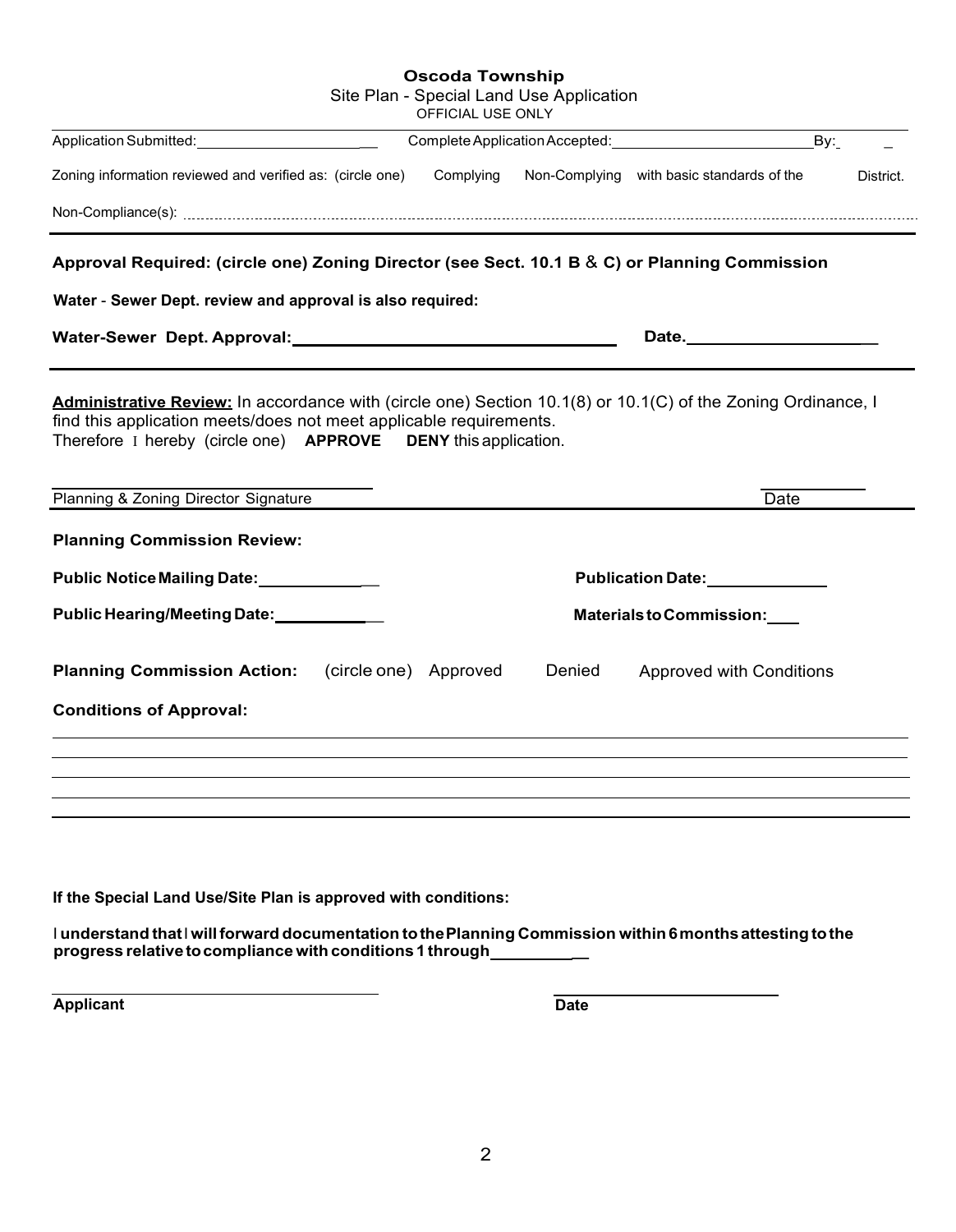**Oscoda Township**

Site Plan - Special Land Use Application

OFFICIAL USE ONLY

Application Submitted: ____________________ Complete Application Accepted: ________________________ By: ____

Zoning information reviewed and verified as: (circle one) Complying Non-Complying with basic standards of the District.

Non-Compliance(s): ..........................................................................................................................................

---

**Approval Required: (circle one) Zoning Director (see Sect. 10.1 B & C) or Planning Commission**

**Water - Sewer Dept. review and approval is also required:**

**Water-Sewer Dept. Approval:** ____________________________________ **Date.** ____________________

---

**Administrative Review:** In accordance with (circle one) Section 10.1(8) or 10.1(C) of the Zoning Ordinance, I find this application meets/does not meet applicable requirements.

Therefore I hereby (circle one) **APPROVE** **DENY** this application.

____________________________ ____________

Planning & Zoning Director Signature Date

---

**Planning Commission Review:**

**Public Notice Mailing Date:** ______________ **Publication Date:** ______________

**Public Hearing/Meeting Date:** ______________ **Materials to Commission:** ____

**Planning Commission Action:** (circle one) Approved Denied Approved with Conditions

**Conditions of Approval:**

_____________________________________________________________________________________

_____________________________________________________________________________________

_____________________________________________________________________________________

_____________________________________________________________________________________

**If the Special Land Use/Site Plan is approved with conditions:**

I **understand that** I **will forward documentation to the Planning Commission within 6 months attesting to the progress relative to compliance with conditions 1 through** __________

____________________________ ____________________________

**Applicant** **Date**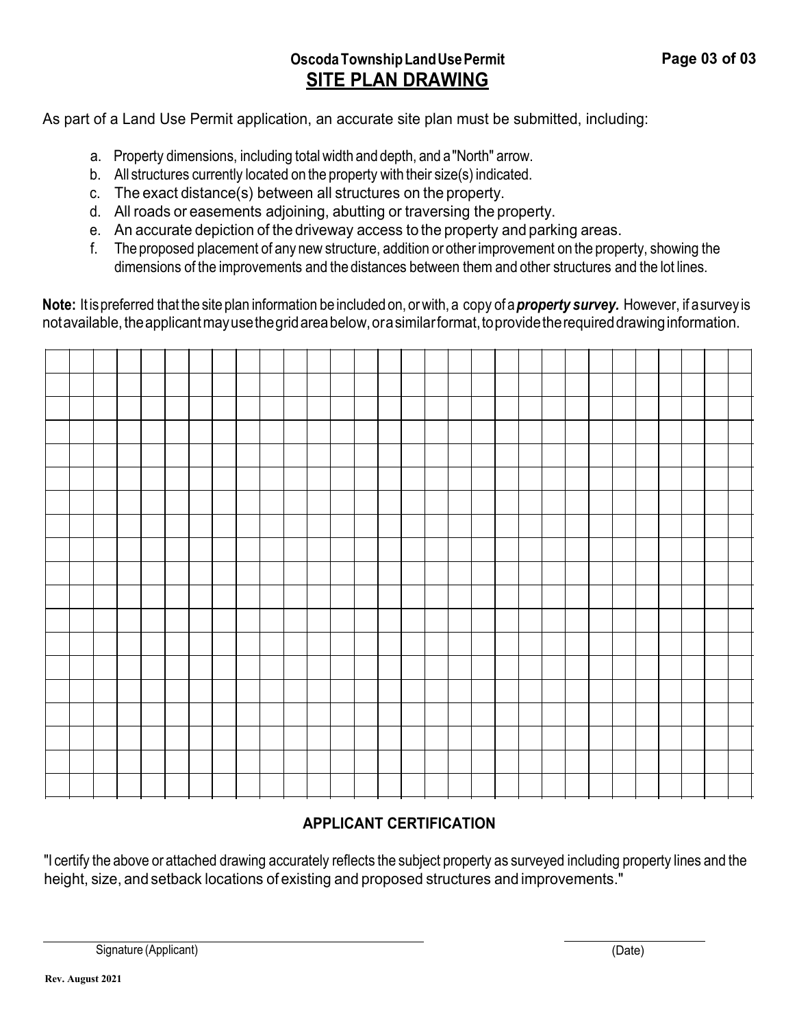## Oscoda Township Land Use Permit

## SITE PLAN DRAWING

As part of a Land Use Permit application, an accurate site plan must be submitted, including:

a. Property dimensions, including total width and depth, and a "North" arrow.
b. All structures currently located on the property with their size(s) indicated.
c. The exact distance(s) between all structures on the property.
d. All roads or easements adjoining, abutting or traversing the property.
e. An accurate depiction of the driveway access to the property and parking areas.
f. The proposed placement of any new structure, addition or other improvement on the property, showing the dimensions of the improvements and the distances between them and other structures and the lot lines.

**Note:** It is preferred that the site plan information be included on, or with, a copy of a ***property survey.*** However, if a survey is not available, the applicant may use the grid area below, or a similar format, to provide the required drawing information.

### APPLICANT CERTIFICATION

"I certify the above or attached drawing accurately reflects the subject property as surveyed including property lines and the height, size, and setback locations of existing and proposed structures and improvements."

Signature (Applicant) _______________________ (Date) _______________

Rev. August 2021